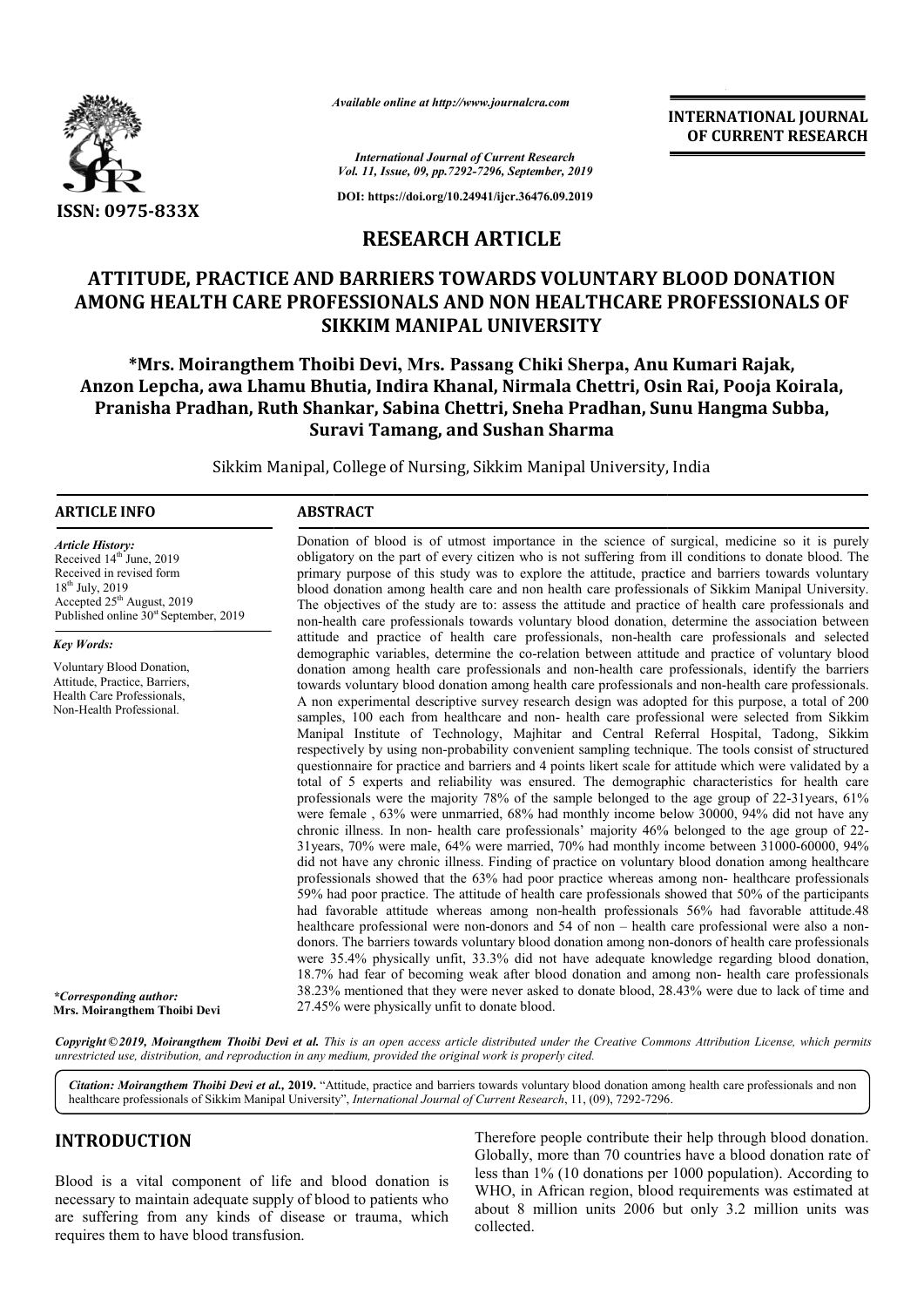*Available online at http://www.journalcra.com*

*International Journal of Current Research*
*Vol. 11, Issue, 09, pp.7292-7296, September, 2019*

**DOI: https://doi.org/10.24941/ijcr.36476.09.2019**

**INTERNATIONAL JOURNAL OF CURRENT RESEARCH**

**ISSN: 0975-833X**

## RESEARCH ARTICLE

# ATTITUDE, PRACTICE AND BARRIERS TOWARDS VOLUNTARY BLOOD DONATION AMONG HEALTH CARE PROFESSIONALS AND NON HEALTHCARE PROFESSIONALS OF SIKKIM MANIPAL UNIVERSITY

**\*Mrs. Moirangthem Thoibi Devi, Mrs. Passang Chiki Sherpa, Anu Kumari Rajak, Anzon Lepcha, awa Lhamu Bhutia, Indira Khanal, Nirmala Chettri, Osin Rai, Pooja Koirala, Pranisha Pradhan, Ruth Shankar, Sabina Chettri, Sneha Pradhan, Sunu Hangma Subba, Suravi Tamang, and Sushan Sharma**

Sikkim Manipal, College of Nursing, Sikkim Manipal University, India

### ARTICLE INFO

***Article History:***
Received 14th June, 2019
Received in revised form
18th July, 2019
Accepted 25th August, 2019
Published online 30st September, 2019

***Key Words:***
Voluntary Blood Donation, Attitude, Practice, Barriers, Health Care Professionals, Non-Health Professional.

**\*Corresponding author:**
**Mrs. Moirangthem Thoibi Devi**

### ABSTRACT

Donation of blood is of utmost importance in the science of surgical, medicine so it is purely obligatory on the part of every citizen who is not suffering from ill conditions to donate blood. The primary purpose of this study was to explore the attitude, practice and barriers towards voluntary blood donation among health care and non health care professionals of Sikkim Manipal University. The objectives of the study are to: assess the attitude and practice of health care professionals and non-health care professionals towards voluntary blood donation, determine the association between attitude and practice of health care professionals, non-health care professionals and selected demographic variables, determine the co-relation between attitude and practice of voluntary blood donation among health care professionals and non-health care professionals, identify the barriers towards voluntary blood donation among health care professionals and non-health care professionals. A non experimental descriptive survey research design was adopted for this purpose, a total of 200 samples, 100 each from healthcare and non- health care professional were selected from Sikkim Manipal Institute of Technology, Majhitar and Central Referral Hospital, Tadong, Sikkim respectively by using non-probability convenient sampling technique. The tools consist of structured questionnaire for practice and barriers and 4 points likert scale for attitude which were validated by a total of 5 experts and reliability was ensured. The demographic characteristics for health care professionals were the majority 78% of the sample belonged to the age group of 22-31years, 61% were female , 63% were unmarried, 68% had monthly income below 30000, 94% did not have any chronic illness. In non- health care professionals' majority 46% belonged to the age group of 22-31years, 70% were male, 64% were married, 70% had monthly income between 31000-60000, 94% did not have any chronic illness. Finding of practice on voluntary blood donation among healthcare professionals showed that the 63% had poor practice whereas among non- healthcare professionals 59% had poor practice. The attitude of health care professionals showed that 50% of the participants had favorable attitude whereas among non-health professionals 56% had favorable attitude.48 healthcare professional were non-donors and 54 of non – health care professional were also a non-donors. The barriers towards voluntary blood donation among non-donors of health care professionals were 35.4% physically unfit, 33.3% did not have adequate knowledge regarding blood donation, 18.7% had fear of becoming weak after blood donation and among non- health care professionals 38.23% mentioned that they were never asked to donate blood, 28.43% were due to lack of time and 27.45% were physically unfit to donate blood.

***Copyright © 2019, Moirangthem Thoibi Devi et al.*** *This is an open access article distributed under the Creative Commons Attribution License, which permits unrestricted use, distribution, and reproduction in any medium, provided the original work is properly cited.*

***Citation: Moirangthem Thoibi Devi et al.,* 2019.** "Attitude, practice and barriers towards voluntary blood donation among health care professionals and non healthcare professionals of Sikkim Manipal University", *International Journal of Current Research*, 11, (09), 7292-7296.

## INTRODUCTION

Blood is a vital component of life and blood donation is necessary to maintain adequate supply of blood to patients who are suffering from any kinds of disease or trauma, which requires them to have blood transfusion. Therefore people contribute their help through blood donation. Globally, more than 70 countries have a blood donation rate of less than 1% (10 donations per 1000 population). According to WHO, in African region, blood requirements was estimated at about 8 million units 2006 but only 3.2 million units was collected.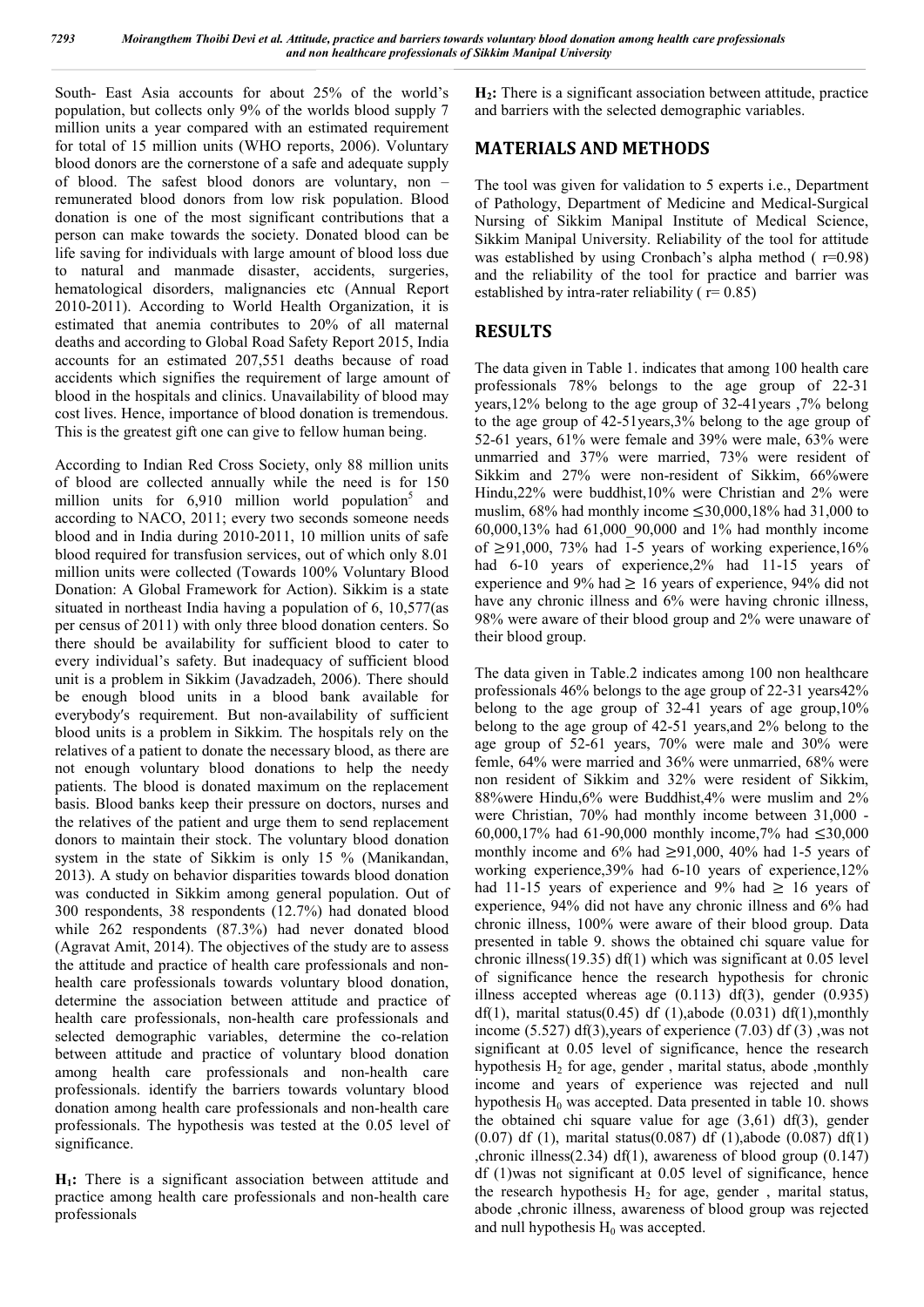South- East Asia accounts for about 25% of the world's population, but collects only 9% of the worlds blood supply 7 million units a year compared with an estimated requirement for total of 15 million units (WHO reports, 2006). Voluntary blood donors are the cornerstone of a safe and adequate supply of blood. The safest blood donors are voluntary, non – remunerated blood donors from low risk population. Blood donation is one of the most significant contributions that a person can make towards the society. Donated blood can be life saving for individuals with large amount of blood loss due to natural and manmade disaster, accidents, surgeries, hematological disorders, malignancies etc (Annual Report 2010-2011). According to World Health Organization, it is estimated that anemia contributes to 20% of all maternal deaths and according to Global Road Safety Report 2015, India accounts for an estimated 207,551 deaths because of road accidents which signifies the requirement of large amount of blood in the hospitals and clinics. Unavailability of blood may cost lives. Hence, importance of blood donation is tremendous. This is the greatest gift one can give to fellow human being.

According to Indian Red Cross Society, only 88 million units of blood are collected annually while the need is for 150 million units for 6,910 million world population[5] and according to NACO, 2011; every two seconds someone needs blood and in India during 2010-2011, 10 million units of safe blood required for transfusion services, out of which only 8.01 million units were collected (Towards 100% Voluntary Blood Donation: A Global Framework for Action). Sikkim is a state situated in northeast India having a population of 6, 10,577(as per census of 2011) with only three blood donation centers. So there should be availability for sufficient blood to cater to every individual's safety. But inadequacy of sufficient blood unit is a problem in Sikkim (Javadzadeh, 2006). There should be enough blood units in a blood bank available for everybody′s requirement. But non-availability of sufficient blood units is a problem in Sikkim. The hospitals rely on the relatives of a patient to donate the necessary blood, as there are not enough voluntary blood donations to help the needy patients. The blood is donated maximum on the replacement basis. Blood banks keep their pressure on doctors, nurses and the relatives of the patient and urge them to send replacement donors to maintain their stock. The voluntary blood donation system in the state of Sikkim is only 15 % (Manikandan, 2013). A study on behavior disparities towards blood donation was conducted in Sikkim among general population. Out of 300 respondents, 38 respondents (12.7%) had donated blood while 262 respondents (87.3%) had never donated blood (Agravat Amit, 2014). The objectives of the study are to assess the attitude and practice of health care professionals and non-health care professionals towards voluntary blood donation, determine the association between attitude and practice of health care professionals, non-health care professionals and selected demographic variables, determine the co-relation between attitude and practice of voluntary blood donation among health care professionals and non-health care professionals. identify the barriers towards voluntary blood donation among health care professionals and non-health care professionals. The hypothesis was tested at the 0.05 level of significance.

**$H_1$:** There is a significant association between attitude and practice among health care professionals and non-health care professionals

**$H_2$:** There is a significant association between attitude, practice and barriers with the selected demographic variables.

## MATERIALS AND METHODS

The tool was given for validation to 5 experts i.e., Department of Pathology, Department of Medicine and Medical-Surgical Nursing of Sikkim Manipal Institute of Medical Science, Sikkim Manipal University. Reliability of the tool for attitude was established by using Cronbach's alpha method ( r=0.98) and the reliability of the tool for practice and barrier was established by intra-rater reliability ( r= 0.85)

## RESULTS

The data given in Table 1. indicates that among 100 health care professionals 78% belongs to the age group of 22-31 years,12% belong to the age group of 32-41years ,7% belong to the age group of 42-51years,3% belong to the age group of 52-61 years, 61% were female and 39% were male, 63% were unmarried and 37% were married, 73% were resident of Sikkim and 27% were non-resident of Sikkim, 66%were Hindu,22% were buddhist,10% were Christian and 2% were muslim, 68% had monthly income ≤30,000,18% had 31,000 to 60,000,13% had 61,000_90,000 and 1% had monthly income of ≥91,000, 73% had 1-5 years of working experience,16% had 6-10 years of experience,2% had 11-15 years of experience and 9% had ≥ 16 years of experience, 94% did not have any chronic illness and 6% were having chronic illness, 98% were aware of their blood group and 2% were unaware of their blood group.

The data given in Table.2 indicates among 100 non healthcare professionals 46% belongs to the age group of 22-31 years42% belong to the age group of 32-41 years of age group,10% belong to the age group of 42-51 years,and 2% belong to the age group of 52-61 years, 70% were male and 30% were femle, 64% were married and 36% were unmarried, 68% were non resident of Sikkim and 32% were resident of Sikkim, 88%were Hindu,6% were Buddhist,4% were muslim and 2% were Christian, 70% had monthly income between 31,000 - 60,000,17% had 61-90,000 monthly income,7% had ≤30,000 monthly income and 6% had ≥91,000, 40% had 1-5 years of working experience,39% had 6-10 years of experience,12% had 11-15 years of experience and 9% had ≥ 16 years of experience, 94% did not have any chronic illness and 6% had chronic illness, 100% were aware of their blood group. Data presented in table 9. shows the obtained chi square value for chronic illness(19.35) df(1) which was significant at 0.05 level of significance hence the research hypothesis for chronic illness accepted whereas age (0.113) df(3), gender (0.935) df(1), marital status(0.45) df (1),abode (0.031) df(1),monthly income (5.527) df(3),years of experience (7.03) df (3) ,was not significant at 0.05 level of significance, hence the research hypothesis $H_2$ for age, gender , marital status, abode ,monthly income and years of experience was rejected and null hypothesis $H_0$ was accepted. Data presented in table 10. shows the obtained chi square value for age (3,61) df(3), gender (0.07) df (1), marital status(0.087) df (1),abode (0.087) df(1) ,chronic illness(2.34) df(1), awareness of blood group (0.147) df (1)was not significant at 0.05 level of significance, hence the research hypothesis $H_2$ for age, gender , marital status, abode ,chronic illness, awareness of blood group was rejected and null hypothesis $H_0$ was accepted.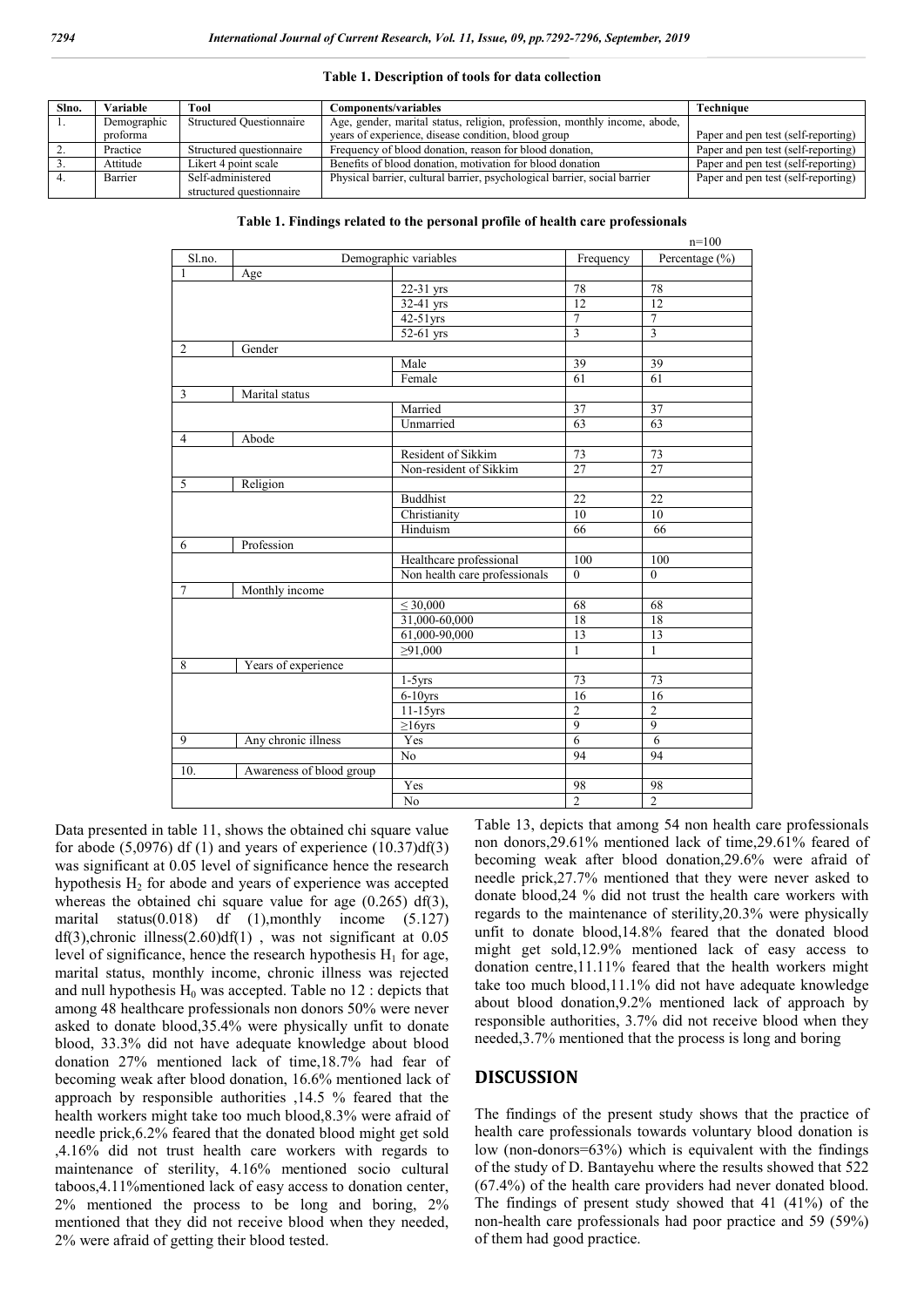**Table 1. Description of tools for data collection**

| Slno. | Variable | Tool | Components/variables | Technique |
|---|---|---|---|---|
| 1. | Demographic proforma | Structured Questionnaire | Age, gender, marital status, religion, profession, monthly income, abode, years of experience, disease condition, blood group | Paper and pen test (self-reporting) |
| 2. | Practice | Structured questionnaire | Frequency of blood donation, reason for blood donation, | Paper and pen test (self-reporting) |
| 3. | Attitude | Likert 4 point scale | Benefits of blood donation, motivation for blood donation | Paper and pen test (self-reporting) |
| 4. | Barrier | Self-administered structured questionnaire | Physical barrier, cultural barrier, psychological barrier, social barrier | Paper and pen test (self-reporting) |

**Table 1. Findings related to the personal profile of health care professionals**

n=100

| Sl.no. | Demographic variables | | Frequency | Percentage (%) |
|---|---|---|---|---|
| 1 | Age | | | |
| | | 22-31 yrs | 78 | 78 |
| | | 32-41 yrs | 12 | 12 |
| | | 42-51yrs | 7 | 7 |
| | | 52-61 yrs | 3 | 3 |
| 2 | Gender | | | |
| | | Male | 39 | 39 |
| | | Female | 61 | 61 |
| 3 | Marital status | | | |
| | | Married | 37 | 37 |
| | | Unmarried | 63 | 63 |
| 4 | Abode | | | |
| | | Resident of Sikkim | 73 | 73 |
| | | Non-resident of Sikkim | 27 | 27 |
| 5 | Religion | | | |
| | | Buddhist | 22 | 22 |
| | | Christianity | 10 | 10 |
| | | Hinduism | 66 | 66 |
| 6 | Profession | | | |
| | | Healthcare professional | 100 | 100 |
| | | Non health care professionals | 0 | 0 |
| 7 | Monthly income | | | |
| | | ≤ 30,000 | 68 | 68 |
| | | 31,000-60,000 | 18 | 18 |
| | | 61,000-90,000 | 13 | 13 |
| | | ≥91,000 | 1 | 1 |
| 8 | Years of experience | | | |
| | | 1-5yrs | 73 | 73 |
| | | 6-10yrs | 16 | 16 |
| | | 11-15yrs | 2 | 2 |
| | | ≥16yrs | 9 | 9 |
| 9 | Any chronic illness | Yes | 6 | 6 |
| | | No | 94 | 94 |
| 10. | Awareness of blood group | | | |
| | | Yes | 98 | 98 |
| | | No | 2 | 2 |

Data presented in table 11, shows the obtained chi square value for abode (5,0976) df (1) and years of experience (10.37)df(3) was significant at 0.05 level of significance hence the research hypothesis $H_2$ for abode and years of experience was accepted whereas the obtained chi square value for age (0.265) df(3), marital status(0.018) df (1),monthly income (5.127) df(3),chronic illness(2.60)df(1) , was not significant at 0.05 level of significance, hence the research hypothesis $H_1$ for age, marital status, monthly income, chronic illness was rejected and null hypothesis $H_0$ was accepted. Table no 12 : depicts that among 48 healthcare professionals non donors 50% were never asked to donate blood,35.4% were physically unfit to donate blood, 33.3% did not have adequate knowledge about blood donation 27% mentioned lack of time,18.7% had fear of becoming weak after blood donation, 16.6% mentioned lack of approach by responsible authorities ,14.5 % feared that the health workers might take too much blood,8.3% were afraid of needle prick,6.2% feared that the donated blood might get sold ,4.16% did not trust health care workers with regards to maintenance of sterility, 4.16% mentioned socio cultural taboos,4.11%mentioned lack of easy access to donation center, 2% mentioned the process to be long and boring, 2% mentioned that they did not receive blood when they needed, 2% were afraid of getting their blood tested.

Table 13, depicts that among 54 non health care professionals non donors,29.61% mentioned lack of time,29.61% feared of becoming weak after blood donation,29.6% were afraid of needle prick,27.7% mentioned that they were never asked to donate blood,24 % did not trust the health care workers with regards to the maintenance of sterility,20.3% were physically unfit to donate blood,14.8% feared that the donated blood might get sold,12.9% mentioned lack of easy access to donation centre,11.11% feared that the health workers might take too much blood,11.1% did not have adequate knowledge about blood donation,9.2% mentioned lack of approach by responsible authorities, 3.7% did not receive blood when they needed,3.7% mentioned that the process is long and boring

## DISCUSSION

The findings of the present study shows that the practice of health care professionals towards voluntary blood donation is low (non-donors=63%) which is equivalent with the findings of the study of D. Bantayehu where the results showed that 522 (67.4%) of the health care providers had never donated blood. The findings of present study showed that 41 (41%) of the non-health care professionals had poor practice and 59 (59%) of them had good practice.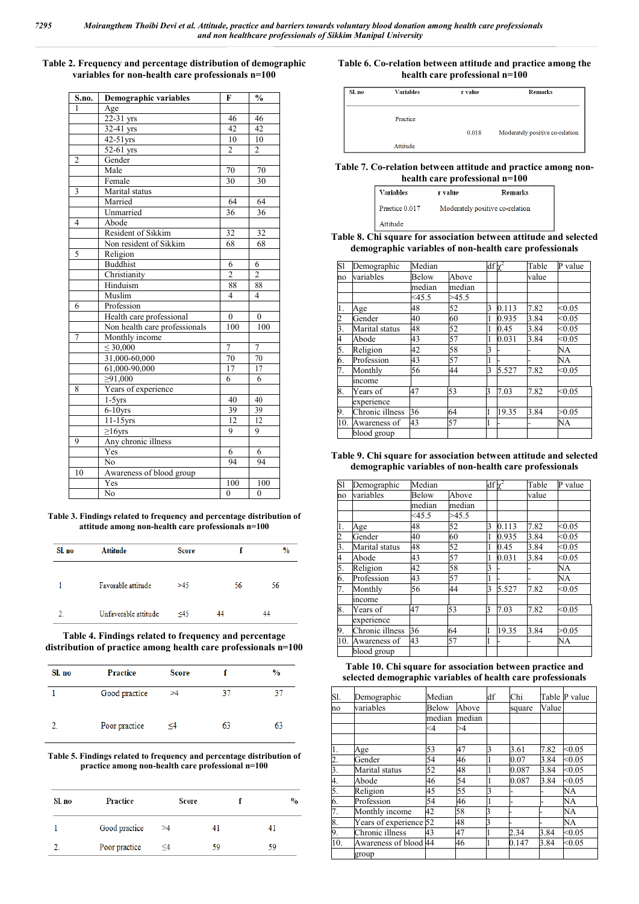**Table 2. Frequency and percentage distribution of demographic variables for non-health care professionals n=100**

| S.no. | Demographic variables | F | % |
|---|---|---|---|
| 1 | Age | | |
| | 22-31 yrs | 46 | 46 |
| | 32-41 yrs | 42 | 42 |
| | 42-51yrs | 10 | 10 |
| | 52-61 yrs | 2 | 2 |
| 2 | Gender | | |
| | Male | 70 | 70 |
| | Female | 30 | 30 |
| 3 | Marital status | | |
| | Married | 64 | 64 |
| | Unmarried | 36 | 36 |
| 4 | Abode | | |
| | Resident of Sikkim | 32 | 32 |
| | Non resident of Sikkim | 68 | 68 |
| 5 | Religion | | |
| | Buddhist | 6 | 6 |
| | Christianity | 2 | 2 |
| | Hinduism | 88 | 88 |
| | Muslim | 4 | 4 |
| 6 | Profession | | |
| | Health care professional | 0 | 0 |
| | Non health care professionals | 100 | 100 |
| 7 | Monthly income | | |
| | ≤ 30,000 | 7 | 7 |
| | 31,000-60,000 | 70 | 70 |
| | 61,000-90,000 | 17 | 17 |
| | ≥91,000 | 6 | 6 |
| 8 | Years of experience | | |
| | 1-5yrs | 40 | 40 |
| | 6-10yrs | 39 | 39 |
| | 11-15yrs | 12 | 12 |
| | ≥16yrs | 9 | 9 |
| 9 | Any chronic illness | | |
| | Yes | 6 | 6 |
| | No | 94 | 94 |
| 10 | Awareness of blood group | | |
| | Yes | 100 | 100 |
| | No | 0 | 0 |

**Table 3. Findings related to frequency and percentage distribution of attitude among non-health care professionals n=100**

| Sl. no | Attitude | Score | f | % |
|---|---|---|---|---|
| 1 | Favorable attitude | >45 | 56 | 56 |
| 2. | Unfavorable attitude | ≤45 | 44 | 44 |

**Table 4. Findings related to frequency and percentage distribution of practice among health care professionals n=100**

| Sl. no | Practice | Score | f | % |
|---|---|---|---|---|
| 1 | Good practice | >4 | 37 | 37 |
| 2. | Poor practice | ≤4 | 63 | 63 |

**Table 5. Findings related to frequency and percentage distribution of practice among non-health care professional n=100**

| Sl. no | Practice | Score | f | % |
|---|---|---|---|---|
| 1 | Good practice | >4 | 41 | 41 |
| 2. | Poor practice | ≤4 | 59 | 59 |

**Table 6. Co-relation between attitude and practice among the health care professional n=100**

| Sl. no | Variables | r value | Remarks |
|---|---|---|---|
| | Practice<br>Attitude | 0.018 | Moderately positive co-relation |

**Table 7. Co-relation between attitude and practice among non-health care professional n=100**

| Variables | r value | Remarks |
|---|---|---|
| Practice<br>Attitude | 0.017 | Moderately positive co-relation |

**Table 8. Chi square for association between attitude and selected demographic variables of non-health care professionals**

| Sl no | Demographic variables | Median | | df | $\chi^2$ | Table value | P value |
|---|---|---|---|---|---|---|---|
| | | Below median <45.5 | Above median >45.5 | | | | |
| 1. | Age | 48 | 52 | 3 | 0.113 | 7.82 | <0.05 |
| 2 | Gender | 40 | 60 | 1 | 0.935 | 3.84 | <0.05 |
| 3. | Marital status | 48 | 52 | 1 | 0.45 | 3.84 | <0.05 |
| 4 | Abode | 43 | 57 | 1 | 0.031 | 3.84 | <0.05 |
| 5. | Religion | 42 | 58 | 3 | - | - | NA |
| 6. | Profession | 43 | 57 | 1 | - | - | NA |
| 7. | Monthly income | 56 | 44 | 3 | 5.527 | 7.82 | <0.05 |
| 8. | Years of experience | 47 | 53 | 3 | 7.03 | 7.82 | <0.05 |
| 9. | Chronic illness | 36 | 64 | 1 | 19.35 | 3.84 | >0.05 |
| 10. | Awareness of blood group | 43 | 57 | 1 | - | - | NA |

**Table 9. Chi square for association between attitude and selected demographic variables of non-health care professionals**

| Sl no | Demographic variables | Median | | df | $\chi^2$ | Table value | P value |
|---|---|---|---|---|---|---|---|
| | | Below median <45.5 | Above median >45.5 | | | | |
| 1. | Age | 48 | 52 | 3 | 0.113 | 7.82 | <0.05 |
| 2 | Gender | 40 | 60 | 1 | 0.935 | 3.84 | <0.05 |
| 3. | Marital status | 48 | 52 | 1 | 0.45 | 3.84 | <0.05 |
| 4 | Abode | 43 | 57 | 1 | 0.031 | 3.84 | <0.05 |
| 5. | Religion | 42 | 58 | 3 | - | - | NA |
| 6. | Profession | 43 | 57 | 1 | - | - | NA |
| 7. | Monthly income | 56 | 44 | 3 | 5.527 | 7.82 | <0.05 |
| 8. | Years of experience | 47 | 53 | 3 | 7.03 | 7.82 | <0.05 |
| 9. | Chronic illness | 36 | 64 | 1 | 19.35 | 3.84 | >0.05 |
| 10. | Awareness of blood group | 43 | 57 | 1 | - | - | NA |

**Table 10. Chi square for association between practice and selected demographic variables of health care professionals**

| Sl. no | Demographic variables | Median | | df | Chi square | Table Value | P value |
|---|---|---|---|---|---|---|---|
| | | Below median <4 | Above median >4 | | | | |
| 1. | Age | 53 | 47 | 3 | 3.61 | 7.82 | <0.05 |
| 2. | Gender | 54 | 46 | 1 | 0.07 | 3.84 | <0.05 |
| 3. | Marital status | 52 | 48 | 1 | 0.087 | 3.84 | <0.05 |
| 4. | Abode | 46 | 54 | 1 | 0.087 | 3.84 | <0.05 |
| 5. | Religion | 45 | 55 | 3 | - | - | NA |
| 6. | Profession | 54 | 46 | 1 | - | - | NA |
| 7. | Monthly income | 42 | 58 | 3 | - | - | NA |
| 8. | Years of experience | 52 | 48 | 3 | - | - | NA |
| 9. | Chronic illness | 43 | 47 | 1 | 2.34 | 3.84 | <0.05 |
| 10. | Awareness of blood group | 44 | 46 | 1 | 0.147 | 3.84 | <0.05 |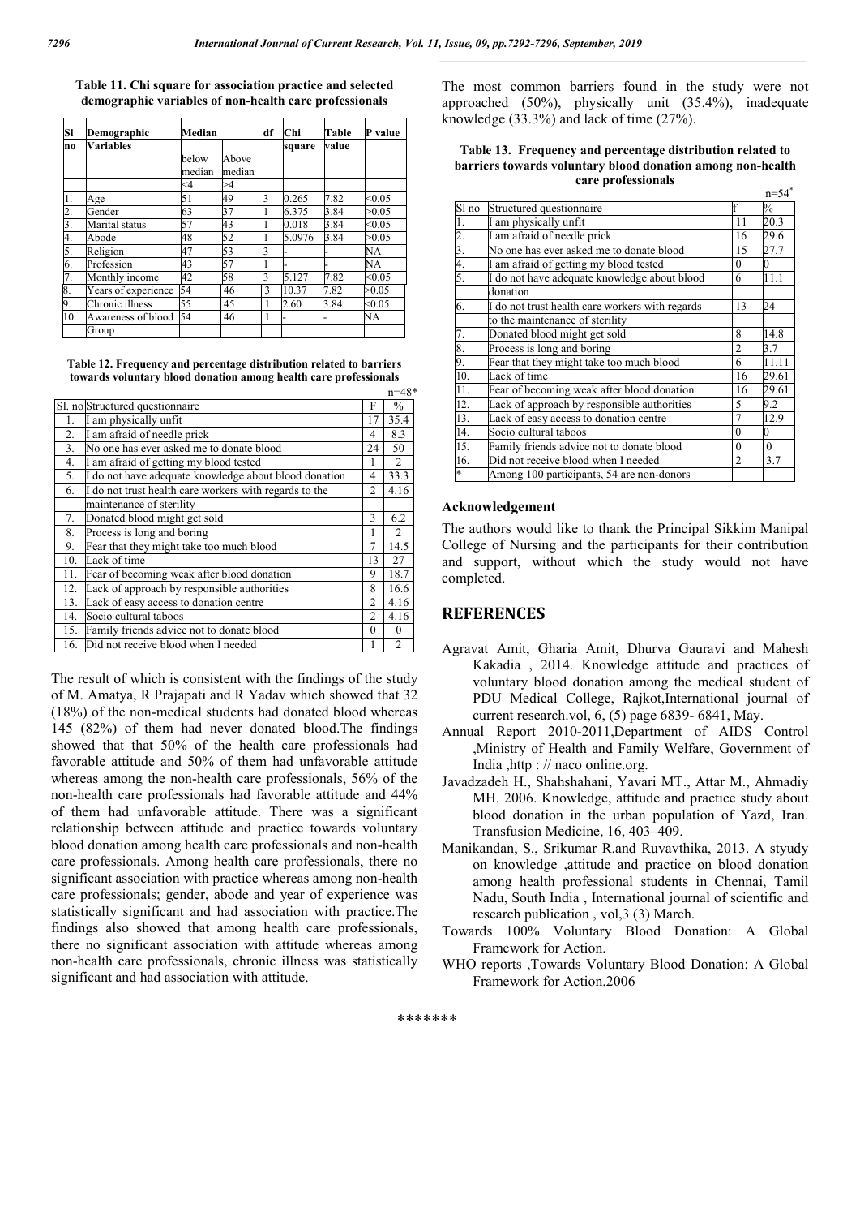**Table 11. Chi square for association practice and selected demographic variables of non-health care professionals**

| Sl no | Demographic Variables | Median | | df | Chi square | Table value | P value |
|---|---|---|---|---|---|---|---|
| | | below median <4 | Above median >4 | | | | |
| 1. | Age | 51 | 49 | 3 | 0.265 | 7.82 | <0.05 |
| 2. | Gender | 63 | 37 | 1 | 6.375 | 3.84 | >0.05 |
| 3. | Marital status | 57 | 43 | 1 | 0.018 | 3.84 | <0.05 |
| 4. | Abode | 48 | 52 | 1 | 5.0976 | 3.84 | >0.05 |
| 5. | Religion | 47 | 53 | 3 | - | - | NA |
| 6. | Profession | 43 | 57 | 1 | - | - | NA |
| 7. | Monthly income | 42 | 58 | 3 | 5.127 | 7.82 | <0.05 |
| 8. | Years of experience | 54 | 46 | 3 | 10.37 | 7.82 | >0.05 |
| 9. | Chronic illness | 55 | 45 | 1 | 2.60 | 3.84 | <0.05 |
| 10. | Awareness of blood Group | 54 | 46 | 1 | - | - | NA |

**Table 12. Frequency and percentage distribution related to barriers towards voluntary blood donation among health care professionals**

n=48*

| Sl. no | Structured questionnaire | F | % |
|---|---|---|---|
| 1. | I am physically unfit | 17 | 35.4 |
| 2. | I am afraid of needle prick | 4 | 8.3 |
| 3. | No one has ever asked me to donate blood | 24 | 50 |
| 4. | I am afraid of getting my blood tested | 1 | 2 |
| 5. | I do not have adequate knowledge about blood donation | 4 | 33.3 |
| 6. | I do not trust health care workers with regards to the maintenance of sterility | 2 | 4.16 |
| 7. | Donated blood might get sold | 3 | 6.2 |
| 8. | Process is long and boring | 1 | 2 |
| 9. | Fear that they might take too much blood | 7 | 14.5 |
| 10. | Lack of time | 13 | 27 |
| 11. | Fear of becoming weak after blood donation | 9 | 18.7 |
| 12. | Lack of approach by responsible authorities | 8 | 16.6 |
| 13. | Lack of easy access to donation centre | 2 | 4.16 |
| 14. | Socio cultural taboos | 2 | 4.16 |
| 15. | Family friends advice not to donate blood | 0 | 0 |
| 16. | Did not receive blood when I needed | 1 | 2 |

The result of which is consistent with the findings of the study of M. Amatya, R Prajapati and R Yadav which showed that 32 (18%) of the non-medical students had donated blood whereas 145 (82%) of them had never donated blood.The findings showed that that 50% of the health care professionals had favorable attitude and 50% of them had unfavorable attitude whereas among the non-health care professionals, 56% of the non-health care professionals had favorable attitude and 44% of them had unfavorable attitude. There was a significant relationship between attitude and practice towards voluntary blood donation among health care professionals and non-health care professionals. Among health care professionals, there no significant association with practice whereas among non-health care professionals; gender, abode and year of experience was statistically significant and had association with practice.The findings also showed that among health care professionals, there no significant association with attitude whereas among non-health care professionals, chronic illness was statistically significant and had association with attitude.

The most common barriers found in the study were not approached (50%), physically unit (35.4%), inadequate knowledge (33.3%) and lack of time (27%).

**Table 13. Frequency and percentage distribution related to barriers towards voluntary blood donation among non-health care professionals**

n=54*

| Sl no | Structured questionnaire | f | % |
|---|---|---|---|
| 1. | I am physically unfit | 11 | 20.3 |
| 2. | I am afraid of needle prick | 16 | 29.6 |
| 3. | No one has ever asked me to donate blood | 15 | 27.7 |
| 4. | I am afraid of getting my blood tested | 0 | 0 |
| 5. | I do not have adequate knowledge about blood donation | 6 | 11.1 |
| 6. | I do not trust health care workers with regards to the maintenance of sterility | 13 | 24 |
| 7. | Donated blood might get sold | 8 | 14.8 |
| 8. | Process is long and boring | 2 | 3.7 |
| 9. | Fear that they might take too much blood | 6 | 11.11 |
| 10. | Lack of time | 16 | 29.61 |
| 11. | Fear of becoming weak after blood donation | 16 | 29.61 |
| 12. | Lack of approach by responsible authorities | 5 | 9.2 |
| 13. | Lack of easy access to donation centre | 7 | 12.9 |
| 14. | Socio cultural taboos | 0 | 0 |
| 15. | Family friends advice not to donate blood | 0 | 0 |
| 16. | Did not receive blood when I needed | 2 | 3.7 |
| * | Among 100 participants, 54 are non-donors | | |

## Acknowledgement

The authors would like to thank the Principal Sikkim Manipal College of Nursing and the participants for their contribution and support, without which the study would not have completed.

## REFERENCES

Agravat Amit, Gharia Amit, Dhurva Gauravi and Mahesh Kakadia , 2014. Knowledge attitude and practices of voluntary blood donation among the medical student of PDU Medical College, Rajkot,International journal of current research.vol, 6, (5) page 6839- 6841, May.

Annual Report 2010-2011,Department of AIDS Control ,Ministry of Health and Family Welfare, Government of India ,http : // naco online.org.

Javadzadeh H., Shahshahani, Yavari MT., Attar M., Ahmadiy MH. 2006. Knowledge, attitude and practice study about blood donation in the urban population of Yazd, Iran. Transfusion Medicine, 16, 403–409.

Manikandan, S., Srikumar R.and Ruvavthika, 2013. A styudy on knowledge ,attitude and practice on blood donation among health professional students in Chennai, Tamil Nadu, South India , International journal of scientific and research publication , vol,3 (3) March.

Towards 100% Voluntary Blood Donation: A Global Framework for Action.

WHO reports ,Towards Voluntary Blood Donation: A Global Framework for Action.2006

\*\*\*\*\*\*\*